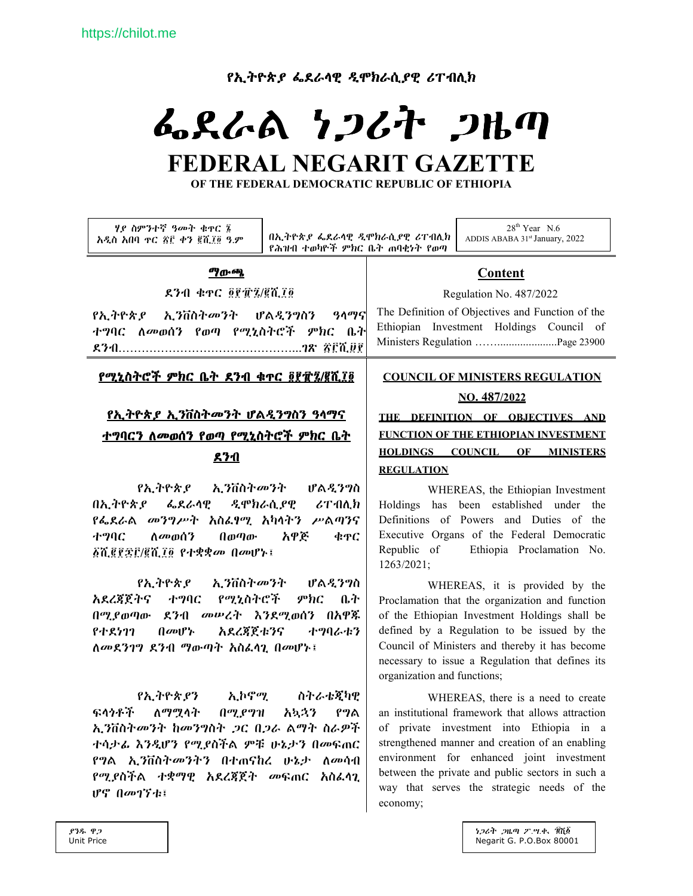https://chilot.me

የኢትዮጵያ ፌደራላዊ ዲሞክራሲያዊ ሪፐብሊክ

# ፌደራል ነጋሪት ጋዜጣ

# FEDERAL NEGARIT GAZETTE

**OF THE FEDERAL DEMOCRATIC REPUBLIC OF ETHIOPIA**

| ሃያ ስምንተኛ ዓመት ቁጥር ፮ አዲስ አበባ ጥር ፳፫ ቀን ፪ሺ፲፬ ዓ.ም | በኢትዮጵያ ፌደራላዊ ዲሞክራሲያዊ ሪፐብሊክ የሕዝብ ተወካዮች ምክር ቤት ጠባቂነት የወጣ | 28th Year N.6 ADDIS ABABA 31st January, 2022 |
|---|---|---|

**ማውጫ**

ደንብ ቁጥር ፬፻፹፯/፪ሺ፲፬

የኢትዮጵያ ኢንቨስትመንት ሆልዲንግስን ዓላማና ተግባር ለመወሰን የወጣ የሚኒስትሮች ምክር ቤት ደንብ……………………………………...ገጽ ፳፫ሺ፱፻

**Content**

Regulation No. 487/2022

The Definition of Objectives and Function of the Ethiopian Investment Holdings Council of Ministers Regulation ……......................Page 23900

**የሚኒስትሮች ምክር ቤት ደንብ ቁጥር ፬፻፹፯/፪ሺ፲፬**

**የኢትዮጵያ ኢንቨስትመንት ሆልዲንግስን ዓላማና ተግባርን ለመወሰን የወጣ የሚኒስትሮች ምክር ቤት ደንብ**

የኢትዮጵያ ኢንቨስትመንት ሆልዲንግስ በኢትዮጵያ ፌደራላዊ ዲሞክራሲያዊ ሪፐብሊክ የፌደራል መንግሥት አስፈፃሚ አካላትን ሥልጣንና ተግባር ለመወሰን በወጣው አዋጅ ቁጥር ፩ሺ፪፻፷፫/፪ሺ፲፬ የተቋቋመ በመሆኑ፣

የኢትዮጵያ ኢንቨስትመንት ሆልዲንግስ አደረጃጀትና ተግባር የሚኒስትሮች ምክር ቤት በሚያወጣው ደንብ መሠረት እንደሚወሰን በአዋጁ የተደነገገ በመሆኑ አደረጃጀቱንና ተግባራቱን ለመደንገግ ደንብ ማውጣት አስፈላጊ በመሆኑ፣

የኢትዮጵያን ኢኮኖሚ ስትራቴጂካዊ ፍላጎቶች ለማሟላት በሚያግዝ አኳኋን የግል ኢንቨስትመንት ከመንግስት ጋር በጋራ ልማት ስራዎች ተሳታፊ እንዲሆን የሚያስችል ምቹ ሁኔታን በመፍጠር የግል ኢንቨስትመንትን በተጠናከረ ሁኔታ ለመሳብ የሚያስችል ተቋማዊ አደረጃጀት መፍጠር አስፈላጊ ሆኖ በመገኘቱ፣

**COUNCIL OF MINISTERS REGULATION NO. 487/2022**

**THE DEFINITION OF OBJECTIVES AND FUNCTION OF THE ETHIOPIAN INVESTMENT HOLDINGS COUNCIL OF MINISTERS REGULATION**

WHEREAS, the Ethiopian Investment Holdings has been established under the Definitions of Powers and Duties of the Executive Organs of the Federal Democratic Republic of Ethiopia Proclamation No. 1263/2021;

WHEREAS, it is provided by the Proclamation that the organization and function of the Ethiopian Investment Holdings shall be defined by a Regulation to be issued by the Council of Ministers and thereby it has become necessary to issue a Regulation that defines its organization and functions;

WHEREAS, there is a need to create an institutional framework that allows attraction of private investment into Ethiopia in a strengthened manner and creation of an enabling environment for enhanced joint investment between the private and public sectors in such a way that serves the strategic needs of the economy;

ያንዱ ዋጋ Unit Price

ነጋሪት ጋዜጣ ፖ.ሣ.ቁ. ፹ሺ፩ Negarit G. P.O.Box 80001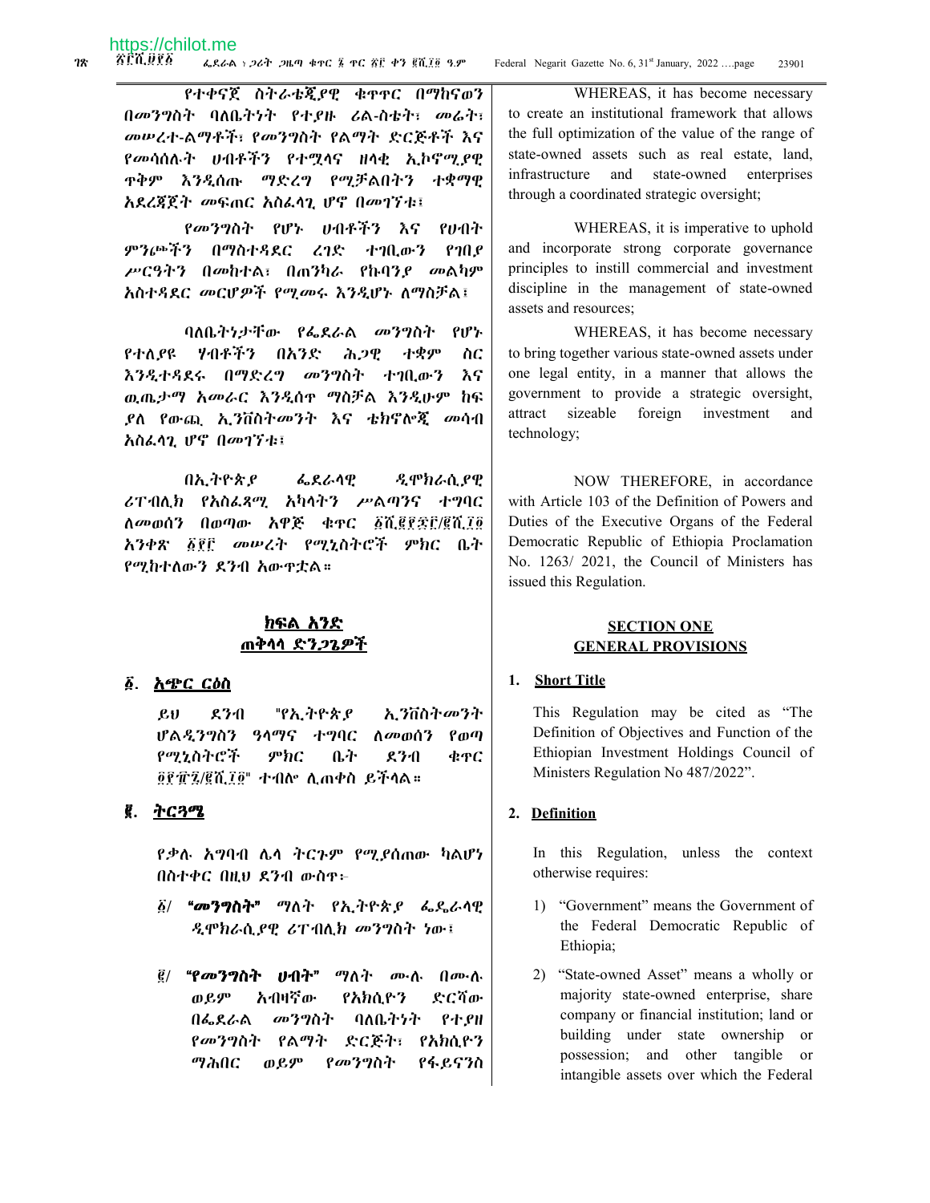የተቀናጀ ስትራቴጂያዊ ቁጥጥር በማከናወን በመንግስት ባለቤትነት የተያዙ ሪል-ስቴት፣ መሬት፣ መሠረተ-ልማቶች፣ የመንግስት የልማት ድርጅቶች እና የመሳሰሉት ሀብቶችን የተሟላና ዘላቂ ኢኮኖሚያዊ ጥቅም እንዲሰጡ ማድረግ የሚቻልበትን ተቋማዊ አደረጃጀት መፍጠር አስፈላጊ ሆኖ በመገኘቱ፣

የመንግስት የሆኑ ሀብቶችን እና የሀብት ምንጮችን በማስተዳደር ረገድ ተገቢውን የገበያ ሥርዓትን በመከተል፣ በጠንካራ የኩባንያ መልካም አስተዳደር መርሆዎች የሚመሩ እንዲሆኑ ለማስቻል፣

ባለቤትነታቸው የፌደራል መንግስት የሆኑ የተለያዩ ሃብቶችን በአንድ ሕጋዊ ተቋም ስር እንዲተዳደሩ በማድረግ መንግስት ተገቢውን እና ወጤታማ አመራር እንዲሰጥ ማስቻል እንዲሁም ከፍ ያለ የውጪ ኢንቨስትመንት እና ቴክኖሎጂ መሳብ አስፈላጊ ሆኖ በመገኘቱ፣

በኢትዮጵያ ፌደራላዊ ዲሞክራሲያዊ ሪፐብሊክ የአስፈጻሚ አካላትን ሥልጣንና ተግባር ለመወሰን በወጣው አዋጅ ቁጥር ፩ሺ፪፻፷፫/፪ሺ፲፬ አንቀጽ ፩፻፫ መሠረት የሚኒስትሮች ምክር ቤት የሚከተለውን ደንብ አውጥቷል።

WHEREAS, it has become necessary to create an institutional framework that allows the full optimization of the value of the range of state-owned assets such as real estate, land, infrastructure and state-owned enterprises through a coordinated strategic oversight;

WHEREAS, it is imperative to uphold and incorporate strong corporate governance principles to instill commercial and investment discipline in the management of state-owned assets and resources;

WHEREAS, it has become necessary to bring together various state-owned assets under one legal entity, in a manner that allows the government to provide a strategic oversight, attract sizeable foreign investment and technology;

NOW THEREFORE, in accordance with Article 103 of the Definition of Powers and Duties of the Executive Organs of the Federal Democratic Republic of Ethiopia Proclamation No. 1263/ 2021, the Council of Ministers has issued this Regulation.

## ክፍል አንድ
## ጠቅላላ ድንጋጌዎች

## SECTION ONE
## GENERAL PROVISIONS

### ፩. አጭር ርዕስ

ይህ ደንብ "የኢትዮጵያ ኢንቨስትመንት ሆልዲንግስን ዓላማና ተግባር ለመወሰን የወጣ የሚኒስትሮች ምክር ቤት ደንብ ቁጥር ፬፻፹፯/፪ሺ፲፬" ተብሎ ሊጠቀስ ይችላል።

### 1. Short Title

This Regulation may be cited as "The Definition of Objectives and Function of the Ethiopian Investment Holdings Council of Ministers Regulation No 487/2022".

### ፪. ትርጓሜ

የቃሉ አግባብ ሌላ ትርጉም የሚያሰጠው ካልሆነ በስተቀር በዚህ ደንብ ውስጥ፦

፩/ **"መንግስት"** ማለት የኢትዮጵያ ፌዴራላዊ ዲሞክራሲያዊ ሪፐብሊክ መንግስት ነው፤

፪/ **"የመንግስት ሀብት"** ማለት ሙሉ በሙሉ ወይም አብዛኛው የአክሲዮን ድርሻው በፌደራል መንግስት ባለቤትነት የተያዘ የመንግስት የልማት ድርጅት፣ የአክሲዮን ማሕበር ወይም የመንግስት የፋይናንስ

### 2. Definition

In this Regulation, unless the context otherwise requires:

1) "Government" means the Government of the Federal Democratic Republic of Ethiopia;

2) "State-owned Asset" means a wholly or majority state-owned enterprise, share company or financial institution; land or building under state ownership or possession; and other tangible or intangible assets over which the Federal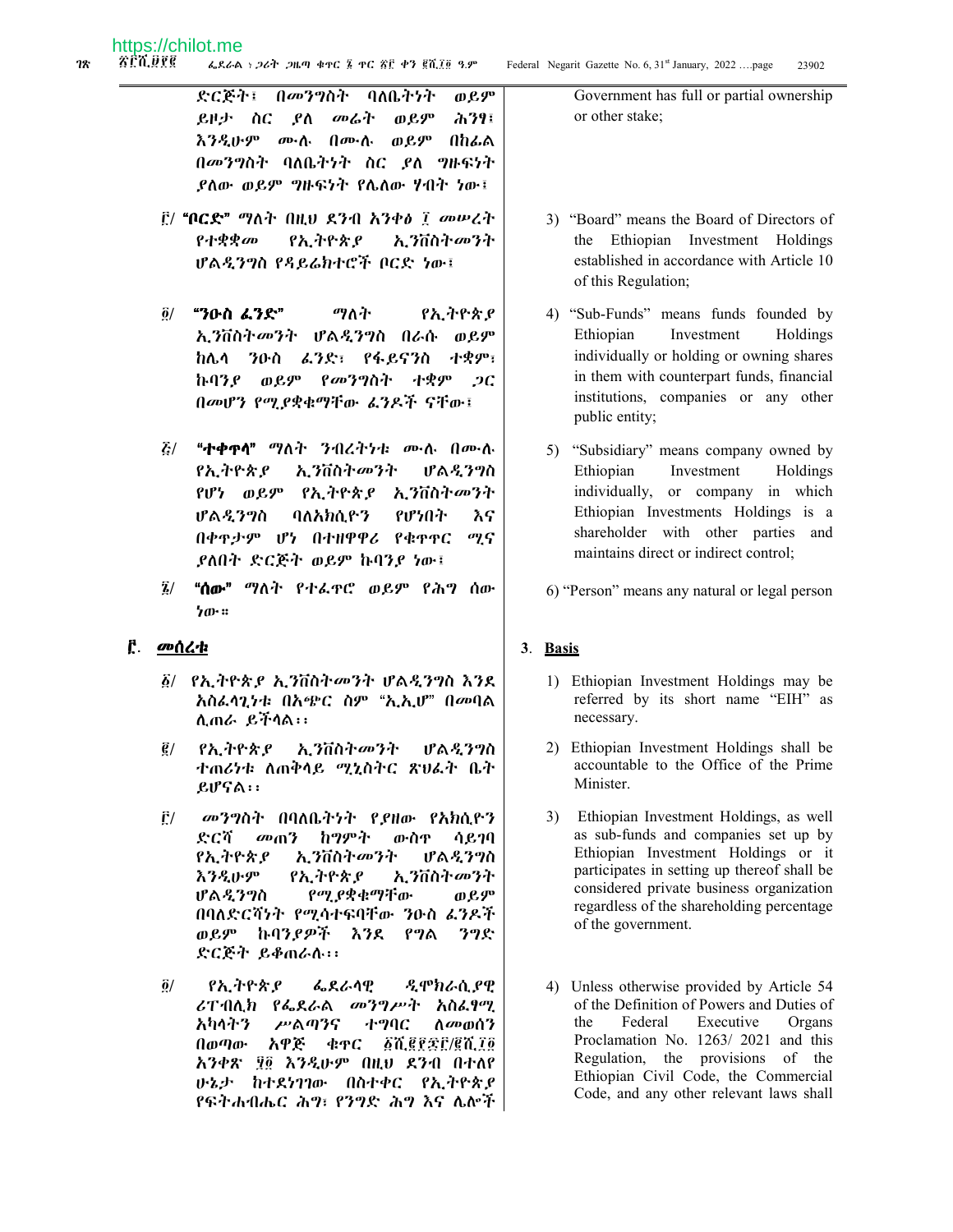ድርጅት፣ በመንግስት ባለቤትነት ወይም ይዞታ ስር ያለ መሬት ወይም ሕንፃ፣ እንዲሁም ሙሉ በሙሉ ወይም በከፊል በመንግስት ባለቤትነት ስር ያለ ግዙፍነት ያለው ወይም ግዙፍነት የሌለው ሃብት ነው፣

፫/ **"ቦርድ"** ማለት በዚህ ደንብ አንቀፅ ፲ መሠረት የተቋቋመ የኢትዮጵያ ኢንቨስትመንት ሆልዲንግስ የዳይሬክተሮች ቦርድ ነው፣

፬/ **"ንዑስ ፈንድ"** ማለት የኢትዮጵያ ኢንቨስትመንት ሆልዲንግስ በራሱ ወይም ከሌላ ንዑስ ፈንድ፣ የፋይናንስ ተቋም፣ ኩባንያ ወይም የመንግስት ተቋም ጋር በመሆን የሚያቋቁማቸው ፈንዶች ናቸው፣

፭/ **"ተቀጥላ"** ማለት ንብረትነቱ ሙሉ በሙሉ የኢትዮጵያ ኢንቨስትመንት ሆልዲንግስ የሆነ ወይም የኢትዮጵያ ኢንቨስትመንት ሆልዲንግስ ባለአክሲዮን የሆነበት እና በቀጥታም ሆነ በተዘዋዋሪ የቁጥጥር ሚና ያለበት ድርጅት ወይም ኩባንያ ነው፣

፮/ **"ሰው"** ማለት የተፈጥሮ ወይም የሕግ ሰው ነው።

## ፫. መሰረቱ

፩/ የኢትዮጵያ ኢንቨስትመንት ሆልዲንግስ እንደ አስፈላጊነቱ በአጭር ስም "ኢ.ኢ.ሆ" በመባል ሊጠራ ይችላል፡፡

፪/ የኢትዮጵያ ኢንቨስትመንት ሆልዲንግስ ተጠሪነቱ ለጠቅላይ ሚኒስትር ጽህፈት ቤት ይሆናል፡፡

፫/ መንግስት በባለቤትነት የያዘው የአክሲዮን ድርሻ መጠን ከግምት ውስጥ ሳይገባ የኢትዮጵያ ኢንቨስትመንት ሆልዲንግስ እንዲሁም የኢትዮጵያ ኢንቨስትመንት ሆልዲንግስ የሚያቋቁማቸው ወይም በባለድርሻነት የሚሳተፍባቸው ንዑስ ፈንዶች ወይም ኩባንያዎች እንደ የግል ንግድ ድርጅት ይቆጠራሉ፡፡

፬/ የኢትዮጵያ ፌደራላዊ ዲሞክራሲያዊ ሪፐብሊክ የፌደራል መንግሥት አስፈፃሚ አካላትን ሥልጣንና ተግባር ለመወሰን በወጣው አዋጅ ቁጥር ፩ሺ፪፻፷፫/፪ሺ፲፬ አንቀጽ ፶፬ እንዲሁም በዚህ ደንብ በተለየ ሁኔታ ከተደነገገው በስተቀር የኢትዮጵያ የፍትሐብሔር ሕግ፣ የንግድ ሕግ እና ሌሎች

Government has full or partial ownership or other stake;

3) "Board" means the Board of Directors of the Ethiopian Investment Holdings established in accordance with Article 10 of this Regulation;

4) "Sub-Funds" means funds founded by Ethiopian Investment Holdings individually or holding or owning shares in them with counterpart funds, financial institutions, companies or any other public entity;

5) "Subsidiary" means company owned by Ethiopian Investment Holdings individually, or company in which Ethiopian Investments Holdings is a shareholder with other parties and maintains direct or indirect control;

6) "Person" means any natural or legal person

## 3. Basis

1) Ethiopian Investment Holdings may be referred by its short name "EIH" as necessary.

2) Ethiopian Investment Holdings shall be accountable to the Office of the Prime Minister.

3) Ethiopian Investment Holdings, as well as sub-funds and companies set up by Ethiopian Investment Holdings or it participates in setting up thereof shall be considered private business organization regardless of the shareholding percentage of the government.

4) Unless otherwise provided by Article 54 of the Definition of Powers and Duties of the Federal Executive Organs Proclamation No. 1263/ 2021 and this Regulation, the provisions of the Ethiopian Civil Code, the Commercial Code, and any other relevant laws shall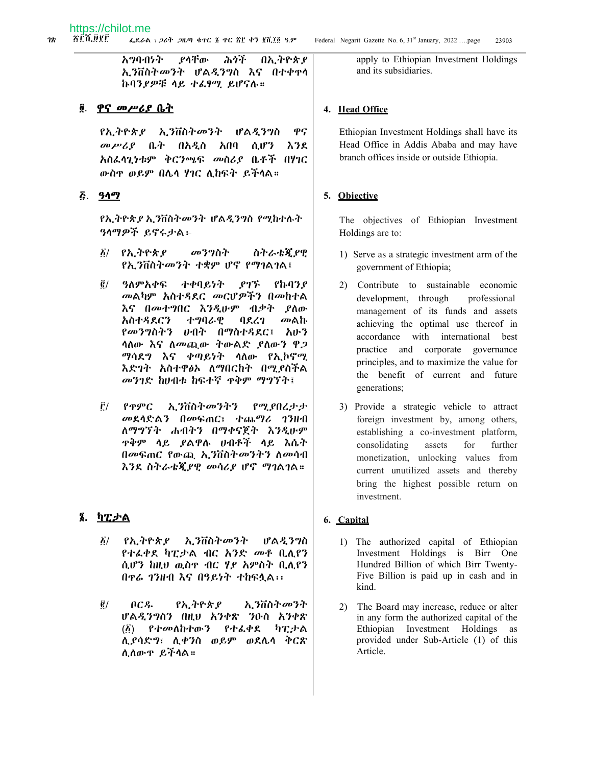አግባብነት ያላቸው ሕጎች በኢትዮጵያ ኢንቨስትመንት ሆልዲንግስ እና በተቀጥላ ኩባንያዎቹ ላይ ተፈፃሚ ይሆናሉ፡፡

## ፬. ዋና መሥሪያ ቤት

የኢትዮጵያ ኢንቨስትመንት ሆልዲንግስ ዋና መሥሪያ ቤት በአዲስ አበባ ሲሆን እንደ አስፈላጊነቱም ቅርንጫፍ መስሪያ ቤቶች በሃገር ውስጥ ወይም በሌላ ሃገር ሊከፍት ይችላል።

## ፭. ዓላማ

የኢትዮጵያ ኢንቨስትመንት ሆልዲንግስ የሚከተሉት ዓላማዎች ይኖሩታል፦

፩/ የኢትዮጵያ መንግስት ስትራቴጂያዊ የኢንቨስትመንት ተቋም ሆኖ የማገልገል፣

፪/ ዓለምአቀፍ ተቀባይነት ያገኙ የኩባንያ መልካም አስተዳደር መርሆዎችን በመከተል እና በመተግበር እንዲሁም ብቃት ያለው አስተዳደርን ተግባራዊ ባደረገ መልኩ የመንግስትን ሀብት በማስተዳደር፣ አሁን ላለው እና ለመጪው ትውልድ ያለውን ዋጋ ማሳደግ እና ቀጣይነት ላለው የኢኮኖሚ እድገት አስተዋፅኦ ለማበርከት በሚያስችል መንገድ ከሀብቱ ከፍተኛ ጥቅም ማግኘት፣

፫/ የጥምር ኢንቨስትመንትን የሚያበረታታ መደላድልን በመፍጠር፣ ተጨማሪ ገንዘብ ለማግኘት ሐብትን በማቀናጀት እንዲሁም ጥቅም ላይ ያልዋሉ ሀብቶች ላይ እሴት በመፍጠር የውጪ ኢንቨስትመንትን ለመሳብ እንደ ስትራቴጂያዊ መሳሪያ ሆኖ ማገልገል።

## ፮. ካፒታል

፩/ የኢትዮጵያ ኢንቨስትመንት ሆልዲንግስ የተፈቀደ ካፒታል ብር አንድ መቶ ቢሊየን ሲሆን ከዚህ ዉስጥ ብር ሃያ አምስት ቢሊየን በጥሬ ገንዘብ እና በዓይነት ተከፍሏል፡፡

፪/ ቦርዱ የኢትዮጵያ ኢንቨስትመንት ሆልዲንግስን በዚህ አንቀጽ ንዑስ አንቀጽ (፩) የተመለከተውን የተፈቀደ ካፒታል ሊያሳድግ፣ ሊቀንስ ወይም ወደሌላ ቅርጽ ሊለውጥ ይችላል።

---

apply to Ethiopian Investment Holdings and its subsidiaries.

## 4. Head Office

Ethiopian Investment Holdings shall have its Head Office in Addis Ababa and may have branch offices inside or outside Ethiopia.

## 5. Objective

The objectives of Ethiopian Investment Holdings are to:

1) Serve as a strategic investment arm of the government of Ethiopia;

2) Contribute to sustainable economic development, through professional management of its funds and assets achieving the optimal use thereof in accordance with international best practice and corporate governance principles, and to maximize the value for the benefit of current and future generations;

3) Provide a strategic vehicle to attract foreign investment by, among others, establishing a co-investment platform, consolidating assets for further monetization, unlocking values from current unutilized assets and thereby bring the highest possible return on investment.

## 6. Capital

1) The authorized capital of Ethiopian Investment Holdings is Birr One Hundred Billion of which Birr Twenty-Five Billion is paid up in cash and in kind.

2) The Board may increase, reduce or alter in any form the authorized capital of the Ethiopian Investment Holdings as provided under Sub-Article (1) of this Article.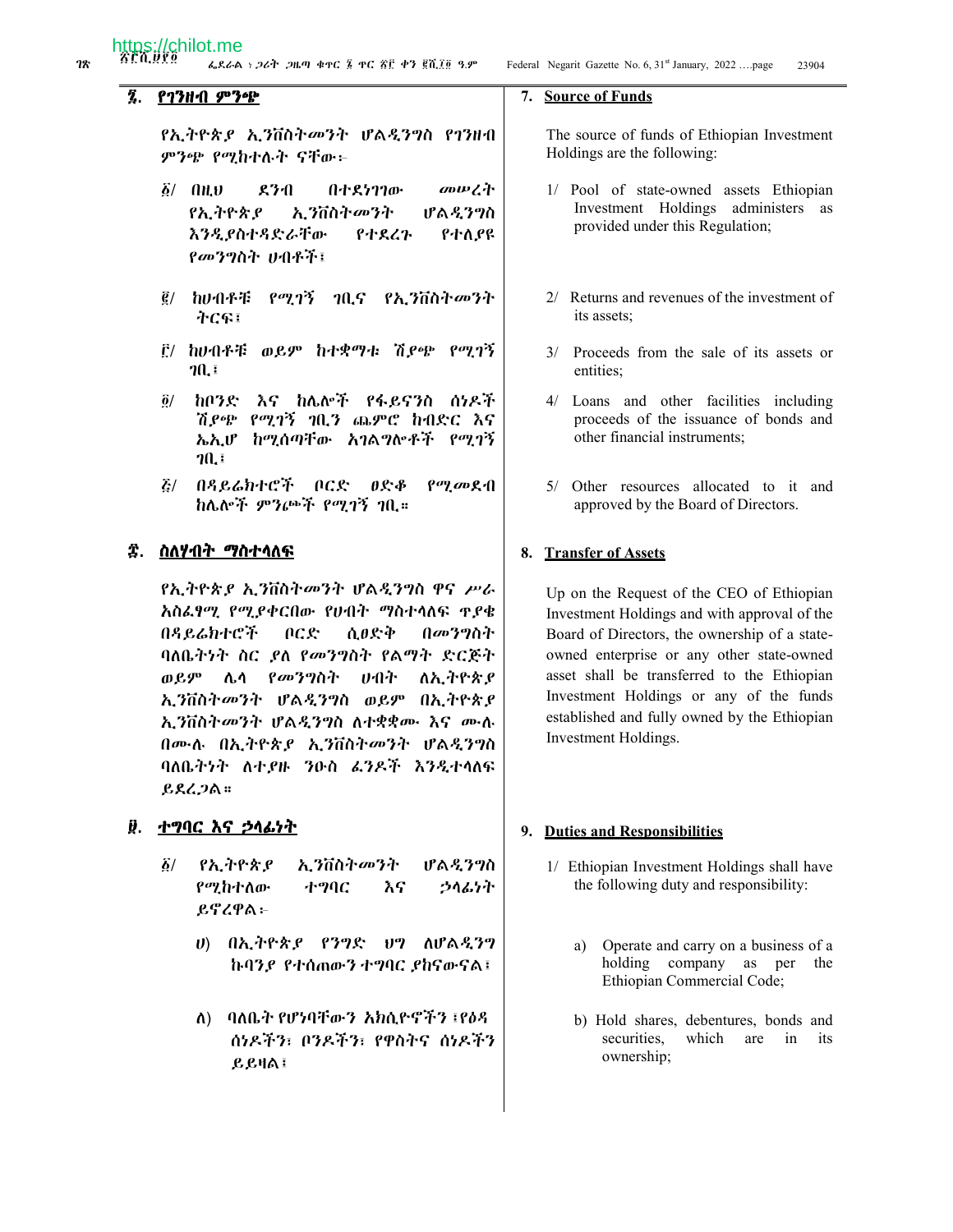## ፯. የገንዘብ ምንጭ

የኢትዮጵያ ኢንቨስትመንት ሆልዲንግስ የገንዘብ ምንጭ የሚከተሉት ናቸው፡-

፩/ በዚህ ደንብ በተደነገገው መሠረት የኢትዮጵያ ኢንቨስትመንት ሆልዲንግስ እንዲያስተዳድራቸው የተደረጉ የተለያዩ የመንግስት ሀብቶች፤

፪/ ከሀብቶቹ የሚገኝ ገቢና የኢንቨስትመንት ትርፍ፤

፫/ ከሀብቶቹ ወይም ከተቋማቱ ሽያጭ የሚገኝ ገቢ፤

፬/ ከቦንድ እና ከሌሎች የፋይናንስ ሰነዶች ሽያጭ የሚገኝ ገቢን ጨምሮ ከብድር እና ኤሌሆ ከሚሰጣቸው አገልግሎቶች የሚገኝ ገቢ፤

፭/ በዳይሬክተሮች ቦርድ ፀድቆ የሚመደብ ከሌሎች ምንጮች የሚገኝ ገቢ።

## ፰. ስለሃብት ማስተላለፍ

የኢትዮጵያ ኢንቨስትመንት ሆልዲንግስ ዋና ሥራ አስፈፃሚ የሚያቀርበው የሀብት ማስተላለፍ ጥያቄ በዳይሬክተሮች ቦርድ ሲፀድቅ በመንግስት ባለቤትነት ስር ያለ የመንግስት የልማት ድርጅት ወይም ሌላ የመንግስት ሀብት ለኢትዮጵያ ኢንቨስትመንት ሆልዲንግስ ወይም በኢትዮጵያ ኢንቨስትመንት ሆልዲንግስ ለተቋቋሙ እና ሙሉ በሙሉ በኢትዮጵያ ኢንቨስትመንት ሆልዲንግስ ባለቤትነት ለተያዙ ንዑስ ፈንዶች እንዲተላለፍ ይደረጋል።

## ፱. ተግባር እና ኃላፊነት

፩/ የኢትዮጵያ ኢንቨስትመንት ሆልዲንግስ የሚከተለው ተግባር እና ኃላፊነት ይኖረዋል፡-

ሀ) በኢትዮጵያ የንግድ ህግ ለሆልዲንግ ኩባንያ የተሰጠውን ተግባር ያከናውናል፤

ለ) ባለቤት የሆነባቸውን አክሲዮኖችን ፣የዕዳ ሰነዶችን፣ ቦንዶችን፣ የዋስትና ሰነዶችን ይይዛል፤

## 7. Source of Funds

The source of funds of Ethiopian Investment Holdings are the following:

1/ Pool of state-owned assets Ethiopian Investment Holdings administers as provided under this Regulation;

2/ Returns and revenues of the investment of its assets;

3/ Proceeds from the sale of its assets or entities;

4/ Loans and other facilities including proceeds of the issuance of bonds and other financial instruments;

5/ Other resources allocated to it and approved by the Board of Directors.

## 8. Transfer of Assets

Up on the Request of the CEO of Ethiopian Investment Holdings and with approval of the Board of Directors, the ownership of a state-owned enterprise or any other state-owned asset shall be transferred to the Ethiopian Investment Holdings or any of the funds established and fully owned by the Ethiopian Investment Holdings.

## 9. Duties and Responsibilities

1/ Ethiopian Investment Holdings shall have the following duty and responsibility:

a) Operate and carry on a business of a holding company as per the Ethiopian Commercial Code;

b) Hold shares, debentures, bonds and securities, which are in its ownership;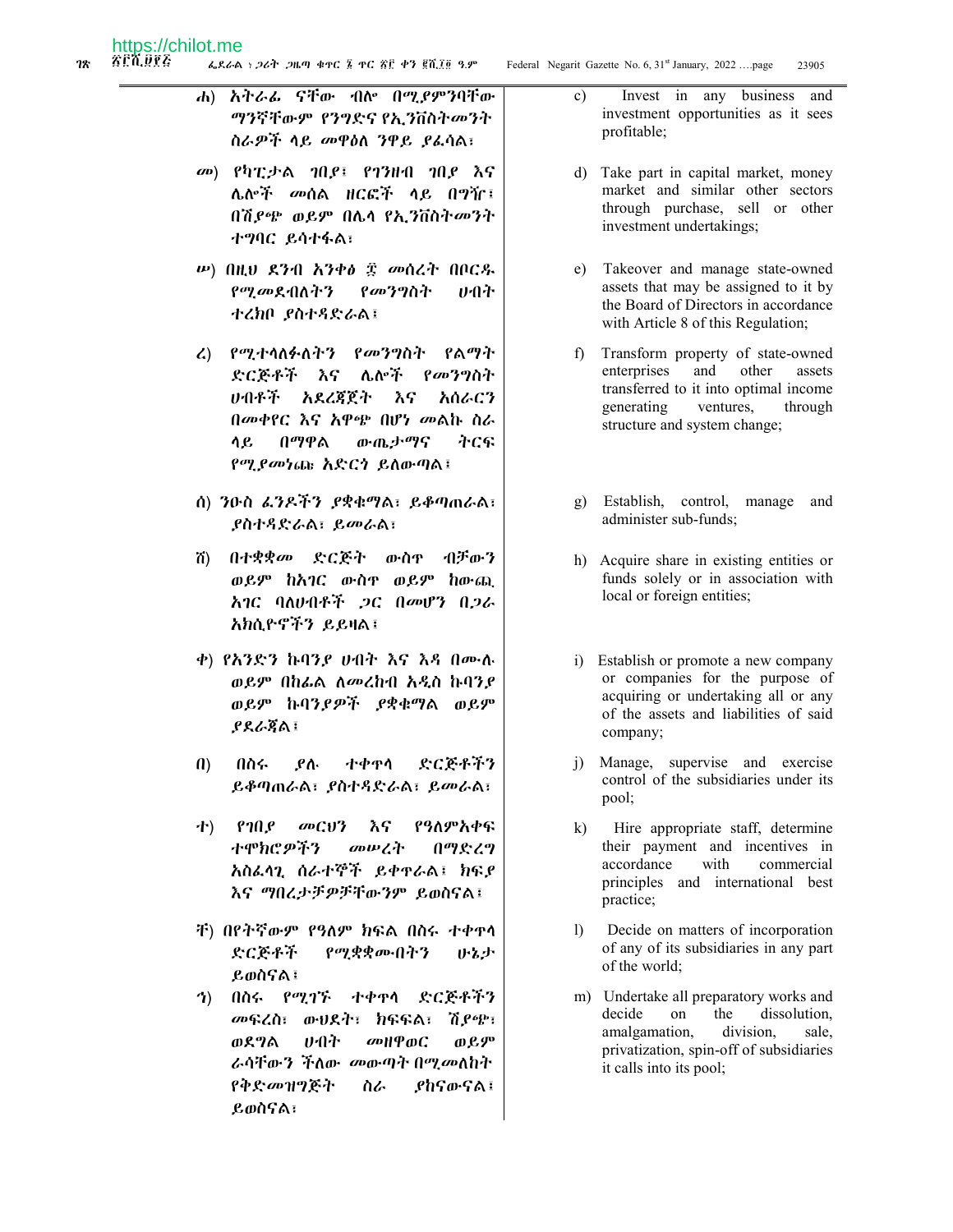ሐ) አትራፊ ናቸው ብሎ በሚያምንባቸው ማንኛቸውም የንግድና የኢንቨስትመንት ስራዎች ላይ መዋዕለ ንዋይ ያፈሳል፤

መ) የካፒታል ገበያ፣ የገንዘብ ገበያ እና ሌሎች መሰል ዘርፎች ላይ በግዥ፣ በሽያጭ ወይም በሌላ የኢንቨስትመንት ተግባር ይሳተፋል፤

ሠ) በዚህ ደንብ አንቀፅ ፰ መሰረት በቦርዱ የሚመደብለትን የመንግስት ሀብት ተረክቦ ያስተዳድራል፤

ረ) የሚተላለፉለትን የመንግስት የልማት ድርጅቶች እና ሌሎች የመንግስት ሀብቶች አደረጃጀት እና አሰራርን በመቀየር እና አዋጭ በሆነ መልኩ ስራ ላይ በማዋል ውጤታማና ትርፍ የሚያመነጩ አድርጎ ይለውጣል፤

ሰ) ንዑስ ፈንዶችን ያቋቁማል፣ ይቆጣጠራል፣ ያስተዳድራል፣ ይመራል፤

ሸ) በተቋቋመ ድርጅት ውስጥ ብቻውን ወይም ከአገር ውስጥ ወይም ከውጪ አገር ባለሀብቶች ጋር በመሆን በጋራ አክሲዮኖችን ይይዛል፤

ቀ) የአንድን ኩባንያ ሀብት እና እዳ በሙሉ ወይም በከፊል ለመረከብ አዲስ ኩባንያ ወይም ኩባንያዎች ያቋቁማል ወይም ያደራጃል፤

በ) በስሩ ያሉ ተቀጥላ ድርጅቶችን ይቆጣጠራል፣ ያስተዳድራል፣ ይመራል፤

ተ) የገበያ መርህን እና የዓለምአቀፍ ተሞክሮዎችን መሠረት በማድረግ አስፈላጊ ሰራተኞች ይቀጥራል፣ ክፍያ እና ማበረታቻዎቻቸውንም ይወስናል፤

ቸ) በየትኛውም የዓለም ክፍል በስሩ ተቀጥላ ድርጅቶች የሚቋቋሙበትን ሁኔታ ይወስናል፤

ኀ) በስሩ የሚገኙ ተቀጥላ ድርጅቶችን መፍረስ፣ ውህደት፣ ክፍፍል፣ ሽያጭ፣ ወደግል ሀብት መዘዋወር ወይም ራሳቸውን ችለው መውጣት በሚመለከት የቅድመዝግጅት ስራ ያከናውናል፣ ይወስናል፤

c) Invest in any business and investment opportunities as it sees profitable;

d) Take part in capital market, money market and similar other sectors through purchase, sell or other investment undertakings;

e) Takeover and manage state-owned assets that may be assigned to it by the Board of Directors in accordance with Article 8 of this Regulation;

f) Transform property of state-owned enterprises and other assets transferred to it into optimal income generating ventures, through structure and system change;

g) Establish, control, manage and administer sub-funds;

h) Acquire share in existing entities or funds solely or in association with local or foreign entities;

i) Establish or promote a new company or companies for the purpose of acquiring or undertaking all or any of the assets and liabilities of said company;

j) Manage, supervise and exercise control of the subsidiaries under its pool;

k) Hire appropriate staff, determine their payment and incentives in accordance with commercial principles and international best practice;

l) Decide on matters of incorporation of any of its subsidiaries in any part of the world;

m) Undertake all preparatory works and decide on the dissolution, amalgamation, division, sale, privatization, spin-off of subsidiaries it calls into its pool;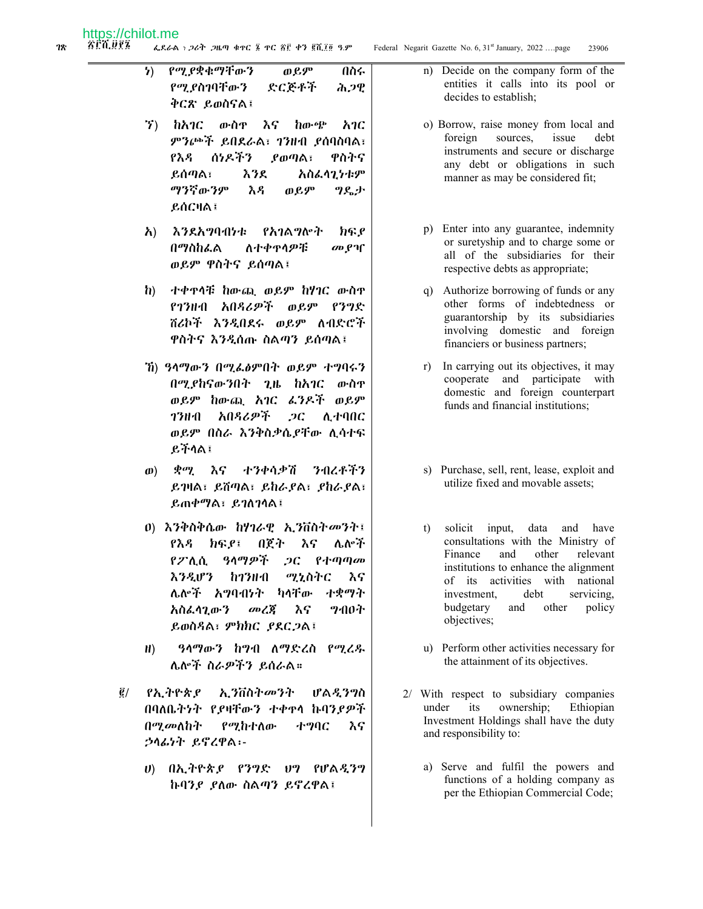ነ) የሚያቋቁማቸውን ወይም በስሩ የሚያስገባቸውን ድርጅቶች ሕጋዊ ቅርጽ ይወስናል፤

ኘ) ከአገር ውስጥ እና ከውጭ አገር ምንጮች ይበደራል፣ ገንዘብ ያሰባስባል፣ የእዳ ሰነዶችን ያወጣል፣ ዋስትና ይሰጣል፣ እንደ አስፈላጊነቱም ማንኛውንም እዳ ወይም ግዴታ ይሰርዛል፤

አ) እንደአግባብነቱ የአገልግሎት ክፍያ በማስከፈል ለተቀጥላዎቹ መያዣ ወይም ዋስትና ይሰጣል፤

ከ) ተቀጥላቹ ከውጪ ወይም ከሃገር ውስጥ የገንዘብ አበዳሪዎች ወይም የንግድ ሸሪኮች እንዲበደሩ ወይም ለብድሮች ዋስትና እንዲሰጡ ስልጣን ይሰጣል፤

ኸ) ዓላማውን በሚፈፅምበት ወይም ተግባሩን በሚያከናውንበት ጊዜ ከአገር ውስጥ ወይም ከውጪ አገር ፈንዶች ወይም ገንዘብ አበዳሪዎች ጋር ሊተባበር ወይም በስራ እንቅስቃሴያቸው ሊሳተፍ ይችላል፤

ወ) ቋሚ እና ተንቀሳቃሽ ንብረቶችን ይገዛል፣ ይሸጣል፣ ይከራያል፣ ያከራያል፣ ይጠቀማል፣ ይገለገላል፤

ዐ) እንቅስቅሴው ከሃገራዊ ኢንቨስትመንት፣ የእዳ ክፍያ፣ በጀት እና ሌሎች የፖሊሲ ዓላማዎች ጋር የተጣጣመ እንዲሆን ከገንዘብ ሚኒስቴር እና ሌሎች አግባብነት ካላቸው ተቋማት አስፈላጊውን መረጃ እና ግብዐት ይወስዳል፣ ምክክር ያደርጋል፤

ዘ) ዓላማውን ከግብ ለማድረስ የሚረዱ ሌሎች ስራዎችን ይሰራል።

፪/ የኢትዮጵያ ኢንቨስትመንት ሆልዲንግስ በባለቤትነት የያዛቸውን ተቀጥላ ኩባንያዎች በሚመለከት የሚከተለው ተግባር እና ኃላፊነት ይኖረዋል፡-

ሀ) በኢትዮጵያ የንግድ ህግ የሆልዲንግ ኩባንያ ያለው ስልጣን ይኖረዋል፤

n) Decide on the company form of the entities it calls into its pool or decides to establish;

o) Borrow, raise money from local and foreign sources, issue debt instruments and secure or discharge any debt or obligations in such manner as may be considered fit;

p) Enter into any guarantee, indemnity or suretyship and to charge some or all of the subsidiaries for their respective debts as appropriate;

q) Authorize borrowing of funds or any other forms of indebtedness or guarantorship by its subsidiaries involving domestic and foreign financiers or business partners;

r) In carrying out its objectives, it may cooperate and participate with domestic and foreign counterpart funds and financial institutions;

s) Purchase, sell, rent, lease, exploit and utilize fixed and movable assets;

t) solicit input, data and have consultations with the Ministry of Finance and other relevant institutions to enhance the alignment of its activities with national investment, debt servicing, budgetary and other policy objectives;

u) Perform other activities necessary for the attainment of its objectives.

2/ With respect to subsidiary companies under its ownership; Ethiopian Investment Holdings shall have the duty and responsibility to:

a) Serve and fulfil the powers and functions of a holding company as per the Ethiopian Commercial Code;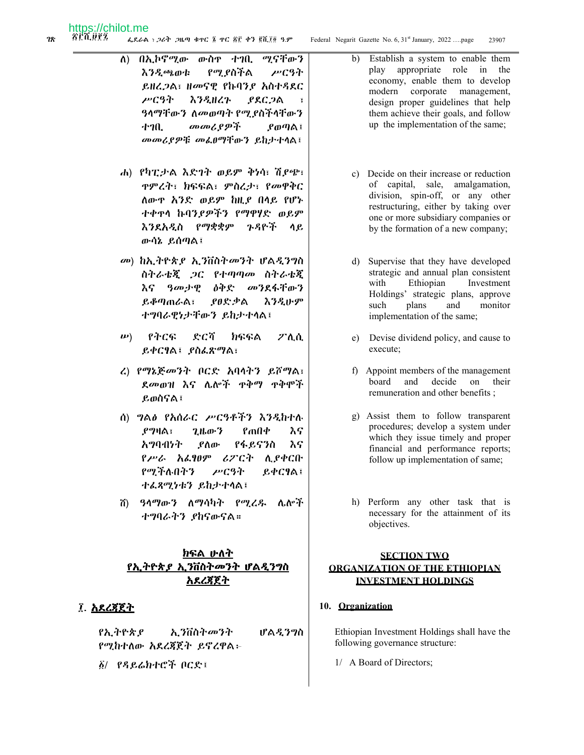ለ) በኢኮኖሚው ውስጥ ተገቢ ሚናቸውን እንዲጫወቱ የሚያስችል ሥርዓት ይዘረጋል፣ ዘመናዊ የኩባንያ አስተዳደር ሥርዓት እንዲዘረጉ ያደርጋል ፣ ዓላማቸውን ለመወጣት የሚያስችላቸውን ተገቢ መመሪያዎች ያወጣል፣ መመሪያዎቹ መፈፀማቸውን ይከታተላል፤

ሐ) የካፒታል እድገት ወይም ቅነሳ፣ ሽያጭ፣ ጥምረት፣ ክፍፍል፣ ምስረታ፣ የመዋቅር ለውጥ አንድ ወይም ከዚያ በላይ የሆኑ ተቀጥላ ኩባንያዎችን የማዋሃድ ወይም እንደአዲስ የማቋቋም ጉዳዮች ላይ ውሳኔ ይሰጣል፤

መ) ከኢትዮጵያ ኢንቨስትመንት ሆልዲንግስ ስትራቴጂ ጋር የተጣጣመ ስትራቴጂ እና ዓመታዊ ዕቅድ መንደፋቸውን ይቆጣጠራል፣ ያፀድቃል እንዲሁም ተግባራዊነታቸውን ይከታተላል፤

ሠ) የትርፍ ድርሻ ክፍፍል ፖሊሲ ይቀርፃል፤ ያስፈጽማል፤

ረ) የማኔጅመንት ቦርድ አባላትን ይሾማል፣ ደመወዝ እና ሌሎች ጥቅማ ጥቅሞች ይወስናል፤

ሰ) ግልፅ የአሰራር ሥርዓቶችን እንዲከተሉ ያግዛል፣ ጊዜውን የጠበቀ እና አግባብነት ያለው የፋይናንስ እና የሥራ አፈፃፀም ሪፖርት ሊያቀርቡ የሚችሉበትን ሥርዓት ይቀርፃል፣ ተፈጻሚነቱን ይከታተላል፤

ሸ) ዓላማውን ለማሳካት የሚረዱ ሌሎች ተግባራትን ያከናውናል።

b) Establish a system to enable them play appropriate role in the economy, enable them to develop modern corporate management, design proper guidelines that help them achieve their goals, and follow up the implementation of the same;

c) Decide on their increase or reduction of capital, sale, amalgamation, division, spin-off, or any other restructuring, either by taking over one or more subsidiary companies or by the formation of a new company;

d) Supervise that they have developed strategic and annual plan consistent with Ethiopian Investment Holdings' strategic plans, approve such plans and monitor implementation of the same;

e) Devise dividend policy, and cause to execute;

f) Appoint members of the management board and decide on their remuneration and other benefits ;

g) Assist them to follow transparent procedures; develop a system under which they issue timely and proper financial and performance reports; follow up implementation of same;

h) Perform any other task that is necessary for the attainment of its objectives.

## ክፍል ሁለት
## የኢትዮጵያ ኢንቨስትመንት ሆልዲንግስ አደረጃጀት

### ፲. አደረጃጀት

የኢትዮጵያ ኢንቨስትመንት ሆልዲንግስ የሚከተለው አደረጃጀት ይኖረዋል፦

፩/ የዳይሬክተሮች ቦርድ፤

## SECTION TWO
## ORGANIZATION OF THE ETHIOPIAN INVESTMENT HOLDINGS

### 10. Organization

Ethiopian Investment Holdings shall have the following governance structure:

1/ A Board of Directors;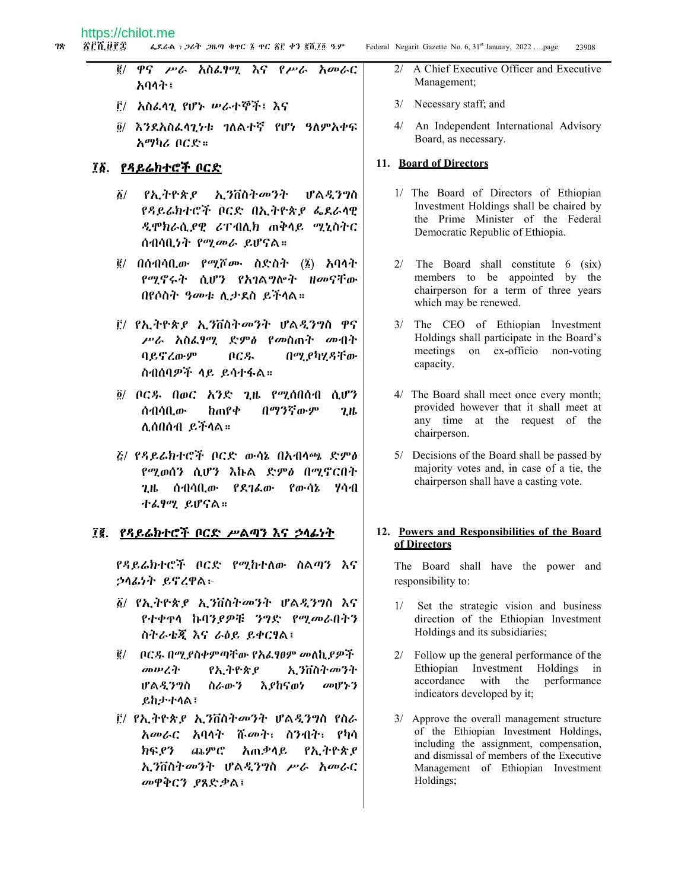፪/ ዋና ሥራ አስፈፃሚ እና የሥራ አመራር አባላት፣

፫/ አስፈላጊ የሆኑ ሠራተኞች፣ እና

፬/ እንደአስፈላጊነቱ ገለልተኛ የሆነ ዓለምአቀፍ አማካሪ ቦርድ።

## ፲፩. የዳይሬክተሮች ቦርድ

፩/ የኢትዮጵያ ኢንቨስትመንት ሆልዲንግስ የዳይሬክተሮች ቦርድ በኢትዮጵያ ፌደራላዊ ዲሞክራሲያዊ ሪፐብሊክ ጠቅላይ ሚኒስትር ሰብሳቢነት የሚመራ ይሆናል።

፪/ በሰብሳቢው የሚሾሙ ስድስት (፮) አባላት የሚኖሩት ሲሆን የአገልግሎት ዘመናቸው በየሶስት ዓመቱ ሊታደስ ይችላል።

፫/ የኢትዮጵያ ኢንቨስትመንት ሆልዲንግስ ዋና ሥራ አስፈፃሚ ድምፅ የመስጠት መብት ባይኖረውም ቦርዱ በሚያካሂዳቸው ስብሰባዎች ላይ ይሳተፋል።

፬/ ቦርዱ በወር አንድ ጊዜ የሚሰበሰብ ሲሆን ሰብሳቢው ከጠየቀ በማንኛውም ጊዜ ሊሰበሰብ ይችላል።

፭/ የዳይሬክተሮች ቦርድ ውሳኔ በአብላጫ ድምፅ የሚወሰን ሲሆን እኩል ድምፅ በሚኖርበት ጊዜ ሰብሳቢው የደገፈው የውሳኔ ሃሳብ ተፈፃሚ ይሆናል።

## ፲፪. የዳይሬክተሮች ቦርድ ሥልጣን እና ኃላፊነት

የዳይሬክተሮች ቦርድ የሚከተለው ስልጣን እና ኃላፊነት ይኖረዋል፦

፩/ የኢትዮጵያ ኢንቨስትመንት ሆልዲንግስ እና የተቀጥላ ኩባንያዎቹ ንግድ የሚመራበትን ስትራቴጂ እና ራዕይ ይቀርፃል፣

፪/ ቦርዱ በሚያስቀምጣቸው የአፈፃፀም መለኪያዎች መሠረት የኢትዮጵያ ኢንቨስትመንት ሆልዲንግስ ስራውን እያከናወነ መሆኑን ይከታተላል፣

፫/ የኢትዮጵያ ኢንቨስትመንት ሆልዲንግስ የስራ አመራር አባላት ሹመት፣ ስንብት፣ የካሳ ክፍያን ጨምሮ አጠቃላይ የኢትዮጵያ ኢንቨስትመንት ሆልዲንግስ ሥራ አመራር መዋቅርን ያጸድቃል፣

2/ A Chief Executive Officer and Executive Management;

3/ Necessary staff; and

4/ An Independent International Advisory Board, as necessary.

## 11. Board of Directors

1/ The Board of Directors of Ethiopian Investment Holdings shall be chaired by the Prime Minister of the Federal Democratic Republic of Ethiopia.

2/ The Board shall constitute 6 (six) members to be appointed by the chairperson for a term of three years which may be renewed.

3/ The CEO of Ethiopian Investment Holdings shall participate in the Board's meetings on ex-officio non-voting capacity.

4/ The Board shall meet once every month; provided however that it shall meet at any time at the request of the chairperson.

5/ Decisions of the Board shall be passed by majority votes and, in case of a tie, the chairperson shall have a casting vote.

## 12. Powers and Responsibilities of the Board of Directors

The Board shall have the power and responsibility to:

1/ Set the strategic vision and business direction of the Ethiopian Investment Holdings and its subsidiaries;

2/ Follow up the general performance of the Ethiopian Investment Holdings in accordance with the performance indicators developed by it;

3/ Approve the overall management structure of the Ethiopian Investment Holdings, including the assignment, compensation, and dismissal of members of the Executive Management of Ethiopian Investment Holdings;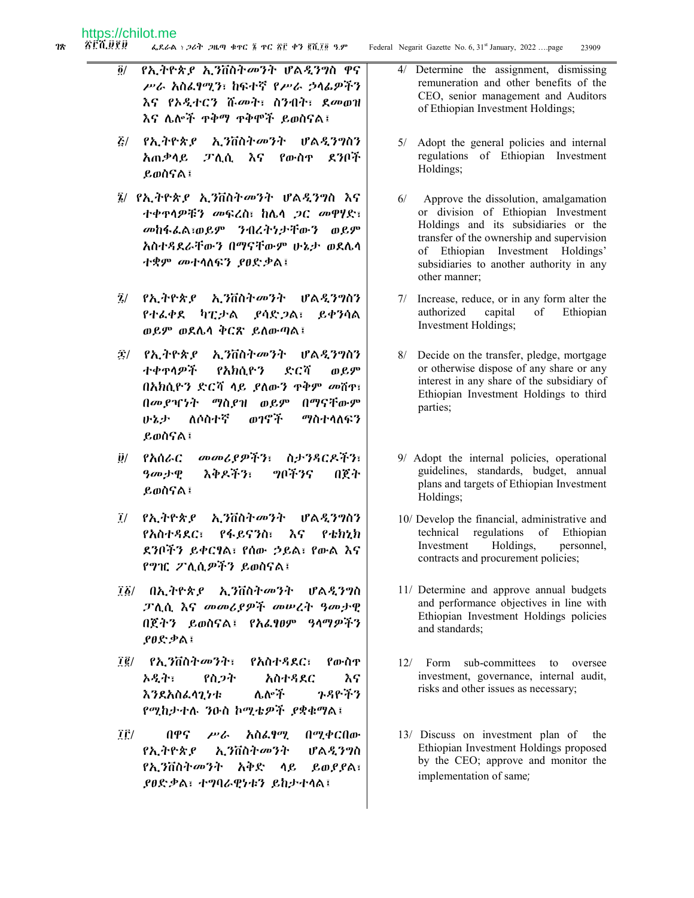፬/ የኢትዮጵያ ኢንቨስትመንት ሆልዲንግስ ዋና ሥራ አስፈፃሚን፣ ከፍተኛ የሥራ ኃላፊዎችን እና የኦዲተርን ሹመት፣ ስንብት፣ ደመወዝ እና ሌሎች ጥቅማ ጥቅሞች ይወስናል፤

፭/ የኢትዮጵያ ኢንቨስትመንት ሆልዲንግስን አጠቃላይ ፓሊሲ እና የውስጥ ደንቦች ይወስናል፤

፮/ የኢትዮጵያ ኢንቨስትመንት ሆልዲንግስ እና ተቀጥላዎቹን መፍረስ፣ ከሌላ ጋር መዋሃድ፣ መከፋፈል፣ወይም ንብረትነታቸውን ወይም አስተዳደራቸውን በማናቸውም ሁኔታ ወደሌላ ተቋም መተላለፍን ያፀድቃል፤

፯/ የኢትዮጵያ ኢንቨስትመንት ሆልዲንግስን የተፈቀደ ካፒታል ያሳድጋል፣ ይቀንሳል ወይም ወደሌላ ቅርጽ ይለውጣል፤

፰/ የኢትዮጵያ ኢንቨስትመንት ሆልዲንግስን ተቀጥላዎች የአክሲዮን ድርሻ ወይም በአክሲዮን ድርሻ ላይ ያለውን ጥቅም መሸጥ፣ በመያዣነት ማስያዝ ወይም በማናቸውም ሁኔታ ለሶስተኛ ወገኖች ማስተላለፍን ይወስናል፤

፱/ የአሰራር መመሪያዎችን፣ ስታንዳርዶችን፣ ዓመታዊ እቅዶችን፣ ግቦችንና በጀት ይወስናል፤

፲/ የኢትዮጵያ ኢንቨስትመንት ሆልዲንግስን የአስተዳደር፣ የፋይናንስ፣ እና የቴክኒክ ደንቦችን ይቀርፃል፣ የሰው ኃይል፣ የውል እና የግዢ ፖሊሲዎችን ይወስናል፤

፲፩/ በኢትዮጵያ ኢንቨስትመንት ሆልዲንግስ ፖሊሲ እና መመሪያዎች መሠረት ዓመታዊ በጀትን ይወስናል፤ የአፈፃፀም ዓላማዎችን ያፀድቃል፤

፲፪/ የኢንቨስትመንት፣ የአስተዳደር፣ የውስጥ ኦዲት፣ የስጋት አስተዳደር እና እንደአስፈላጊነቱ ሌሎች ጉዳዮችን የሚከታተሉ ንዑስ ኮሚቴዎች ያቋቁማል፤

፲፫/ በዋና ሥራ አስፈፃሚ በሚቀርበው የኢትዮጵያ ኢንቨስትመንት ሆልዲንግስ የኢንቨስትመንት እቅድ ላይ ይወያያል፣ ያፀድቃል፣ ተግባራዊነቱን ይከታተላል፤

4/ Determine the assignment, dismissing remuneration and other benefits of the CEO, senior management and Auditors of Ethiopian Investment Holdings;

5/ Adopt the general policies and internal regulations of Ethiopian Investment Holdings;

6/ Approve the dissolution, amalgamation or division of Ethiopian Investment Holdings and its subsidiaries or the transfer of the ownership and supervision of Ethiopian Investment Holdings' subsidiaries to another authority in any other manner;

7/ Increase, reduce, or in any form alter the authorized capital of Ethiopian Investment Holdings;

8/ Decide on the transfer, pledge, mortgage or otherwise dispose of any share or any interest in any share of the subsidiary of Ethiopian Investment Holdings to third parties;

9/ Adopt the internal policies, operational guidelines, standards, budget, annual plans and targets of Ethiopian Investment Holdings;

10/ Develop the financial, administrative and technical regulations of Ethiopian Investment Holdings, personnel, contracts and procurement policies;

11/ Determine and approve annual budgets and performance objectives in line with Ethiopian Investment Holdings policies and standards;

12/ Form sub-committees to oversee investment, governance, internal audit, risks and other issues as necessary;

13/ Discuss on investment plan of the Ethiopian Investment Holdings proposed by the CEO; approve and monitor the implementation of same;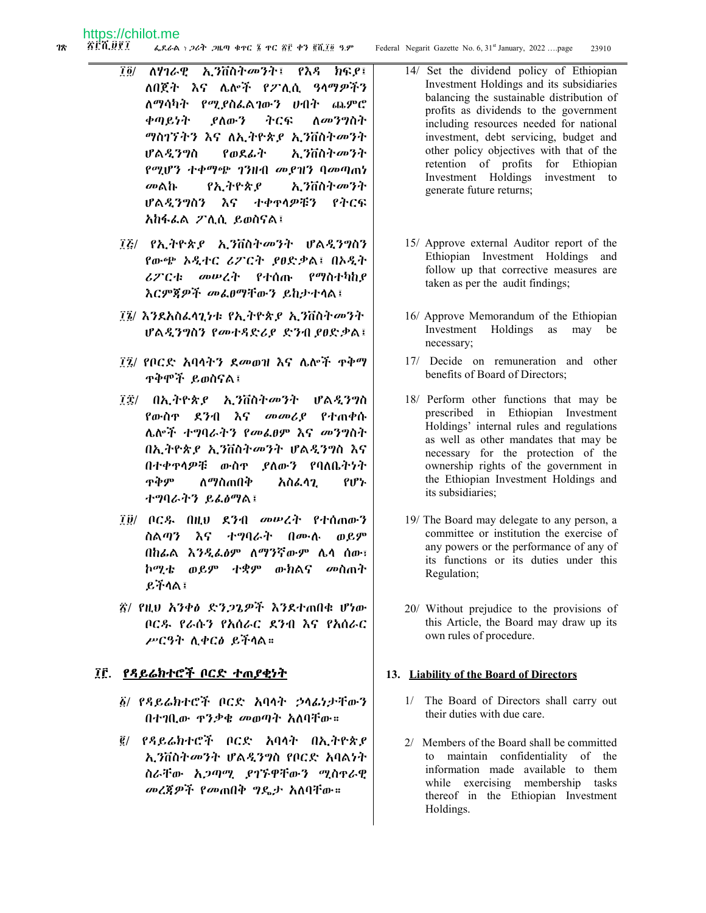፲፬/ ለሃገራዊ ኢንቨስትመንት፣ የእዳ ክፍያ፣ ለበጀት እና ሌሎች የፖሊሲ ዓላማዎችን ለማሳካት የሚያስፈልገውን ሀብት ጨምሮ ቀጣይነት ያለውን ትርፍ ለመንግስት ማስገኘትን እና ለኢትዮጵያ ኢንቨስትመንት ሆልዲንግስ የወደፊት ኢንቨስትመንት የሚሆን ተቀማጭ ገንዘብ መያዝን ባመጣጠነ መልኩ የኢትዮጵያ ኢንቨስትመንት ሆልዲንግስን እና ተቀጥላዎቹን የትርፍ አከፋፈል ፖሊሲ ይወስናል፤

፲፭/ የኢትዮጵያ ኢንቨስትመንት ሆልዲንግስን የውጭ ኦዲተር ሪፖርት ያፀድቃል፤ በኦዲት ሪፖርቱ መሠረት የተሰጡ የማስተካከያ እርምጃዎች መፈፀማቸውን ይከታተላል፤

፲፮/ እንደአስፈላጊነቱ የኢትዮጵያ ኢንቨስትመንት ሆልዲንግስን የመተዳደሪያ ድንብ ያፀድቃል፤

፲፯/ የቦርድ አባላትን ደመወዝ እና ሌሎች ጥቅማ ጥቅሞች ይወስናል፤

፲፰/ በኢትዮጵያ ኢንቨስትመንት ሆልዲንግስ የውስጥ ደንብ እና መመሪያ የተጠቀሱ ሌሎች ተግባራትን የመፈፀም እና መንግስት በኢትዮጵያ ኢንቨስትመንት ሆልዲንግስ እና በተቀጥላዎቹ ውስጥ ያለውን የባለቤትነት ጥቅም ለማስጠበቅ አስፈላጊ የሆኑ ተግባራትን ይፈፅማል፤

፲፱/ ቦርዱ በዚህ ደንብ መሠረት የተሰጠውን ስልጣን እና ተግባራት በሙሉ ወይም በከፊል እንዲፈፅም ለማንኛውም ሌላ ሰው፣ ኮሚቴ ወይም ተቋም ውክልና መስጠት ይችላል፤

፳/ የዚህ አንቀፅ ድንጋጌዎች እንደተጠበቁ ሆነው ቦርዱ የራሱን የአሰራር ደንብ እና የአሰራር ሥርዓት ሊቀርፅ ይችላል።

## ፲፫. የዳይሬክተሮች ቦርድ ተጠያቂነት

፩/ የዳይሬክተሮች ቦርድ አባላት ኃላፊነታቸውን በተገቢው ጥንቃቄ መወጣት አለባቸው።

፪/ የዳይሬክተሮች ቦርድ አባላት በኢትዮጵያ ኢንቨስትመንት ሆልዲንግስ የቦርድ አባልነት ስራቸው አጋጣሚ ያገኙዋቸውን ሚስጥራዊ መረጃዎች የመጠበቅ ግዴታ አለባቸው።

14/ Set the dividend policy of Ethiopian Investment Holdings and its subsidiaries balancing the sustainable distribution of profits as dividends to the government including resources needed for national investment, debt servicing, budget and other policy objectives with that of the retention of profits for Ethiopian Investment Holdings investment to generate future returns;

15/ Approve external Auditor report of the Ethiopian Investment Holdings and follow up that corrective measures are taken as per the audit findings;

16/ Approve Memorandum of the Ethiopian Investment Holdings as may be necessary;

17/ Decide on remuneration and other benefits of Board of Directors;

18/ Perform other functions that may be prescribed in Ethiopian Investment Holdings' internal rules and regulations as well as other mandates that may be necessary for the protection of the ownership rights of the government in the Ethiopian Investment Holdings and its subsidiaries;

19/ The Board may delegate to any person, a committee or institution the exercise of any powers or the performance of any of its functions or its duties under this Regulation;

20/ Without prejudice to the provisions of this Article, the Board may draw up its own rules of procedure.

## 13. Liability of the Board of Directors

1/ The Board of Directors shall carry out their duties with due care.

2/ Members of the Board shall be committed to maintain confidentiality of the information made available to them while exercising membership tasks thereof in the Ethiopian Investment Holdings.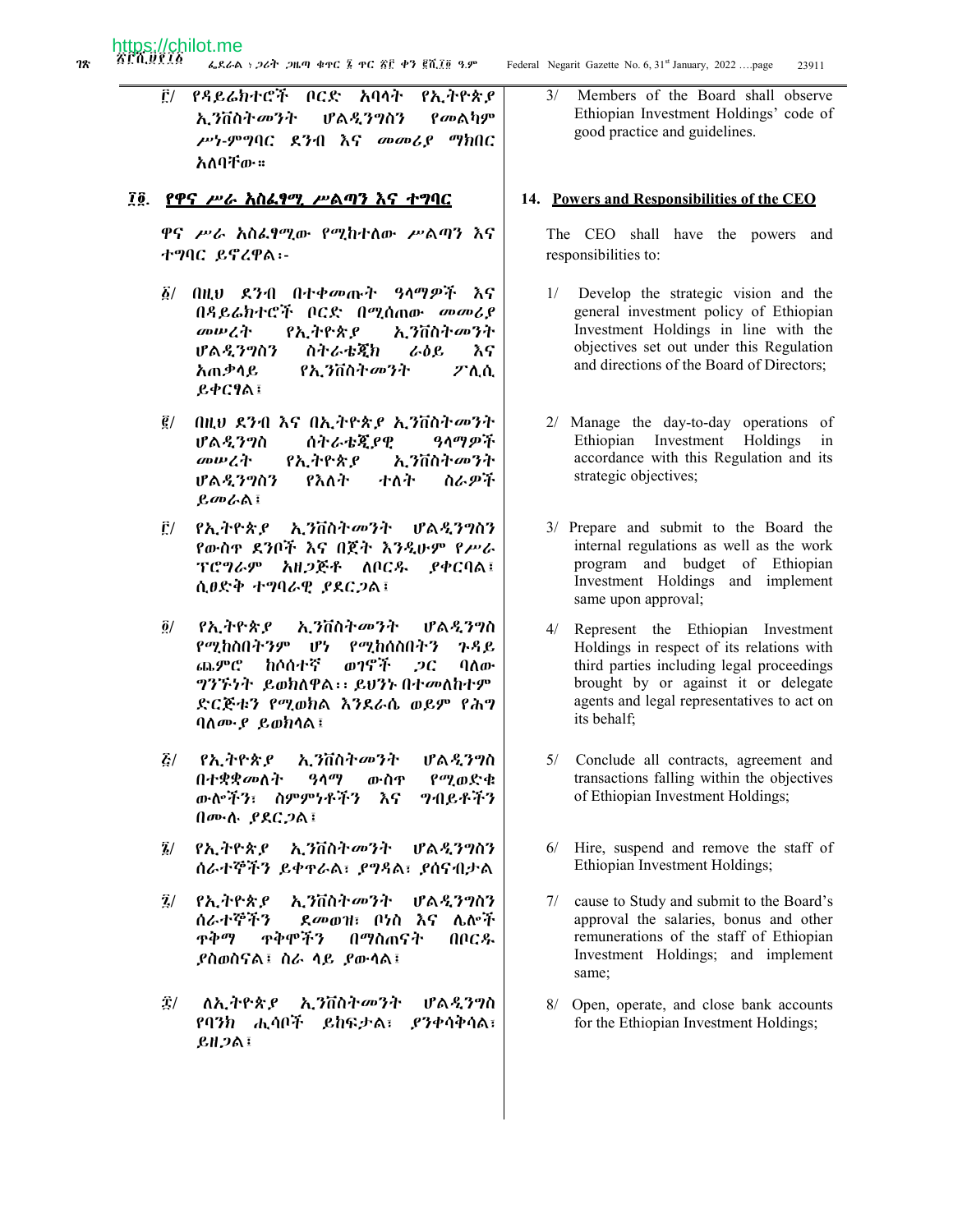፫/ የዳይሬክተሮች ቦርድ አባላት የኢትዮጵያ ኢንቨስትመንት ሆልዲንግስን የመልካም ሥነ-ምግባር ደንብ እና መመሪያ ማክበር አለባቸው፡፡

## ፲፬. የዋና ሥራ አስፈፃሚ ሥልጣን እና ተግባር

ዋና ሥራ አስፈፃሚው የሚከተለው ሥልጣን እና ተግባር ይኖረዋል፡-

፩/ በዚህ ደንብ በተቀመጡት ዓላማዎች እና በዳይሬክተሮች ቦርድ በሚሰጠው መመሪያ መሠረት የኢትዮጵያ ኢንቨስትመንት ሆልዲንግስን ስትራቴጂክ ራዕይ እና አጠቃላይ የኢንቨስትመንት ፖሊሲ ይቀርፃል፤

፪/ በዚህ ደንብ እና በኢትዮጵያ ኢንቨስትመንት ሆልዲንግስ ስትራቴጂያዊ ዓላማዎች መሠረት የኢትዮጵያ ኢንቨስትመንት ሆልዲንግስን የእለት ተለት ስራዎች ይመራል፤

፫/ የኢትዮጵያ ኢንቨስትመንት ሆልዲንግስን የውስጥ ደንቦች እና በጀት እንዲሁም የሥራ ፕሮግራም አዘጋጅቶ ለቦርዱ ያቀርባል፤ ሲፀድቅ ተግባራዊ ያደርጋል፤

፬/ የኢትዮጵያ ኢንቨስትመንት ሆልዲንግስ የሚከስበትንም ሆነ የሚከሰስበትን ጉዳይ ጨምሮ ከሶስተኛ ወገኖች ጋር ባለው ግንኙነት ይወክለዋል፡፡ ይህንኑ በተመለከተም ድርጅቱን የሚወክል እንደራሴ ወይም የሕግ ባለሙያ ይወክላል፤

፭/ የኢትዮጵያ ኢንቨስትመንት ሆልዲንግስ በተቋቋመለት ዓላማ ውስጥ የሚወድቁ ውሎችን፣ ስምምነቶችን እና ግብይቶችን በሙሉ ያደርጋል፤

፮/ የኢትዮጵያ ኢንቨስትመንት ሆልዲንግስን ሰራተኞችን ይቀጥራል፣ ያግዳል፣ ያሰናብታል

፯/ የኢትዮጵያ ኢንቨስትመንት ሆልዲንግስን ሰራተኞችን ደመወዝ፣ ቦነስ እና ሌሎች ጥቅማ ጥቅሞችን በማስጠናት በቦርዱ ያስወስናል፤ ስራ ላይ ያውላል፤

፰/ ለኢትዮጵያ ኢንቨስትመንት ሆልዲንግስ የባንክ ሒሳቦች ይከፍታል፣ ያንቀሳቅሳል፣ ይዘጋል፤

3/ Members of the Board shall observe Ethiopian Investment Holdings' code of good practice and guidelines.

## 14. Powers and Responsibilities of the CEO

The CEO shall have the powers and responsibilities to:

1/ Develop the strategic vision and the general investment policy of Ethiopian Investment Holdings in line with the objectives set out under this Regulation and directions of the Board of Directors;

2/ Manage the day-to-day operations of Ethiopian Investment Holdings in accordance with this Regulation and its strategic objectives;

3/ Prepare and submit to the Board the internal regulations as well as the work program and budget of Ethiopian Investment Holdings and implement same upon approval;

4/ Represent the Ethiopian Investment Holdings in respect of its relations with third parties including legal proceedings brought by or against it or delegate agents and legal representatives to act on its behalf;

5/ Conclude all contracts, agreement and transactions falling within the objectives of Ethiopian Investment Holdings;

6/ Hire, suspend and remove the staff of Ethiopian Investment Holdings;

7/ cause to Study and submit to the Board's approval the salaries, bonus and other remunerations of the staff of Ethiopian Investment Holdings; and implement same;

8/ Open, operate, and close bank accounts for the Ethiopian Investment Holdings;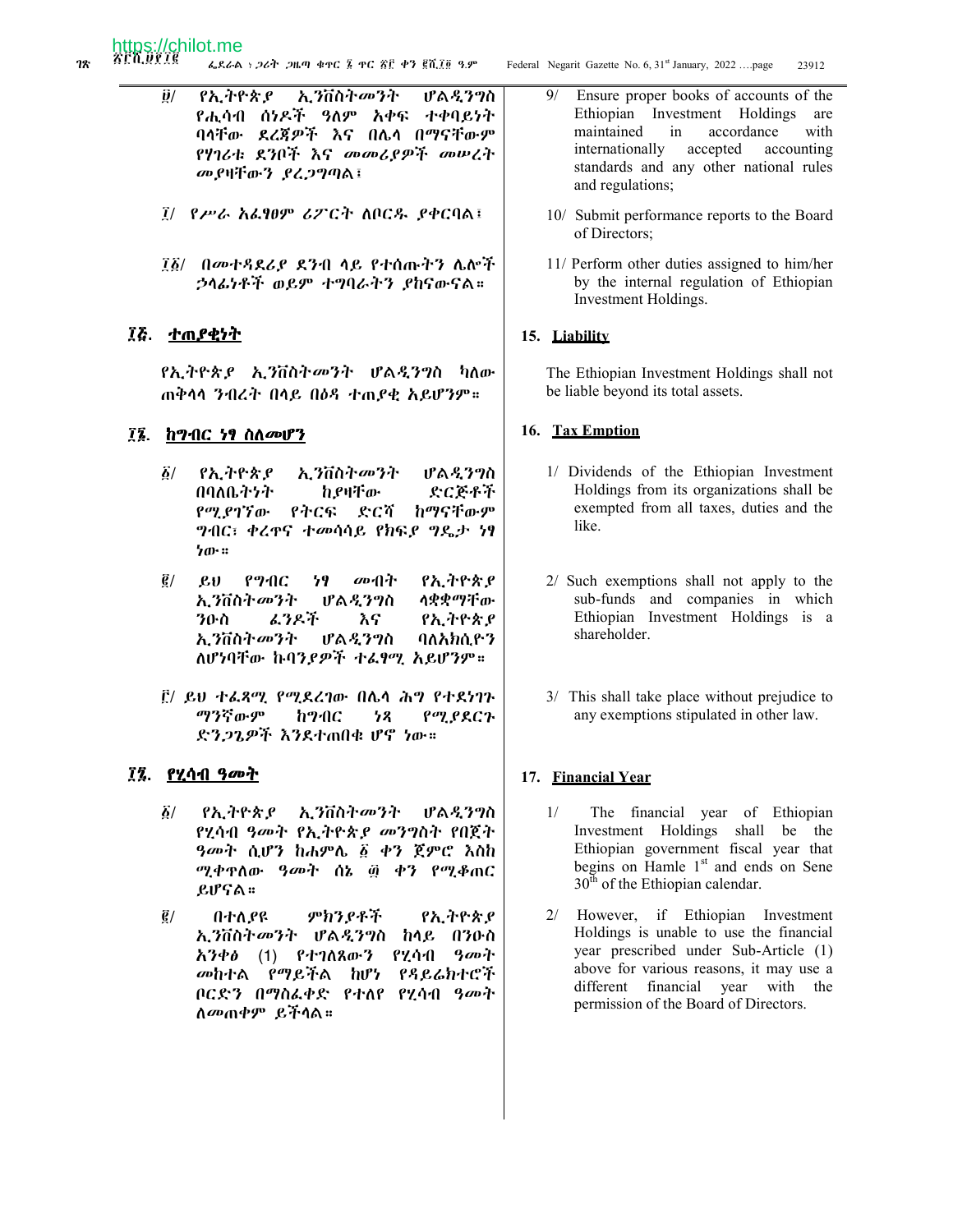፱/ የኢትዮጵያ ኢንቨስትመንት ሆልዲንግስ የሒሳብ ሰነዶች ዓለም አቀፍ ተቀባይነት ባላቸው ደረጃዎች እና በሌላ በማናቸውም የሃገሪቱ ደንቦች እና መመሪያዎች መሠረት መያዛቸውን ያረጋግጣል፤

፲/ የሥራ አፈፃፀም ሪፖርት ለቦርዱ ያቀርባል፤

፲፩/ በመተዳደሪያ ደንብ ላይ የተሰጡትን ሌሎች ኃላፊነቶች ወይም ተግባራትን ያከናውናል።

## ፲፭. ተጠያቂነት

የኢትዮጵያ ኢንቨስትመንት ሆልዲንግስ ካለው ጠቅላላ ንብረት በላይ በዕዳ ተጠያቂ አይሆንም።

## ፲፮. ከግብር ነፃ ስለመሆን

፩/ የኢትዮጵያ ኢንቨስትመንት ሆልዲንግስ በባለቤትነት ከያዛቸው ድርጅቶች የሚያገኘው የትርፍ ድርሻ ከማናቸውም ግብር፣ ቀረጥና ተመሳሳይ የክፍያ ግዴታ ነፃ ነው።

፪/ ይህ የግብር ነፃ መብት የኢትዮጵያ ኢንቨስትመንት ሆልዲንግስ ላቋቋማቸው ንዑስ ፈንዶች እና የኢትዮጵያ ኢንቨስትመንት ሆልዲንግስ ባለአክሲዮን ለሆነባቸው ኩባንያዎች ተፈፃሚ አይሆንም።

፫/ ይህ ተፈጻሚ የሚደረገው በሌላ ሕግ የተደነገጉ ማንኛውም ከግብር ነጻ የሚያደርጉ ድንጋጌዎች እንደተጠበቁ ሆኖ ነው።

## ፲፯. የሂሳብ ዓመት

፩/ የኢትዮጵያ ኢንቨስትመንት ሆልዲንግስ የሂሳብ ዓመት የኢትዮጵያ መንግስት የበጀት ዓመት ሲሆን ከሐምሌ ፩ ቀን ጀምሮ እስከ ሚቀጥለው ዓመት ሰኔ ፴ ቀን የሚቆጠር ይሆናል።

፪/ በተለያዩ ምክንያቶች የኢትዮጵያ ኢንቨስትመንት ሆልዲንግስ ከላይ በንዑስ አንቀፅ (1) የተገለጸውን የሂሳብ ዓመት መከተል የማይችል ከሆነ የዳይሬክተሮች ቦርድን በማስፈቀድ የተለየ የሂሳብ ዓመት ለመጠቀም ይችላል።

9/ Ensure proper books of accounts of the Ethiopian Investment Holdings are maintained in accordance with internationally accepted accounting standards and any other national rules and regulations;

10/ Submit performance reports to the Board of Directors;

11/ Perform other duties assigned to him/her by the internal regulation of Ethiopian Investment Holdings.

## 15. Liability

The Ethiopian Investment Holdings shall not be liable beyond its total assets.

## 16. Tax Emption

1/ Dividends of the Ethiopian Investment Holdings from its organizations shall be exempted from all taxes, duties and the like.

2/ Such exemptions shall not apply to the sub-funds and companies in which Ethiopian Investment Holdings is a shareholder.

3/ This shall take place without prejudice to any exemptions stipulated in other law.

## 17. Financial Year

1/ The financial year of Ethiopian Investment Holdings shall be the Ethiopian government fiscal year that begins on Hamle 1st and ends on Sene 30th of the Ethiopian calendar.

2/ However, if Ethiopian Investment Holdings is unable to use the financial year prescribed under Sub-Article (1) above for various reasons, it may use a different financial year with the permission of the Board of Directors.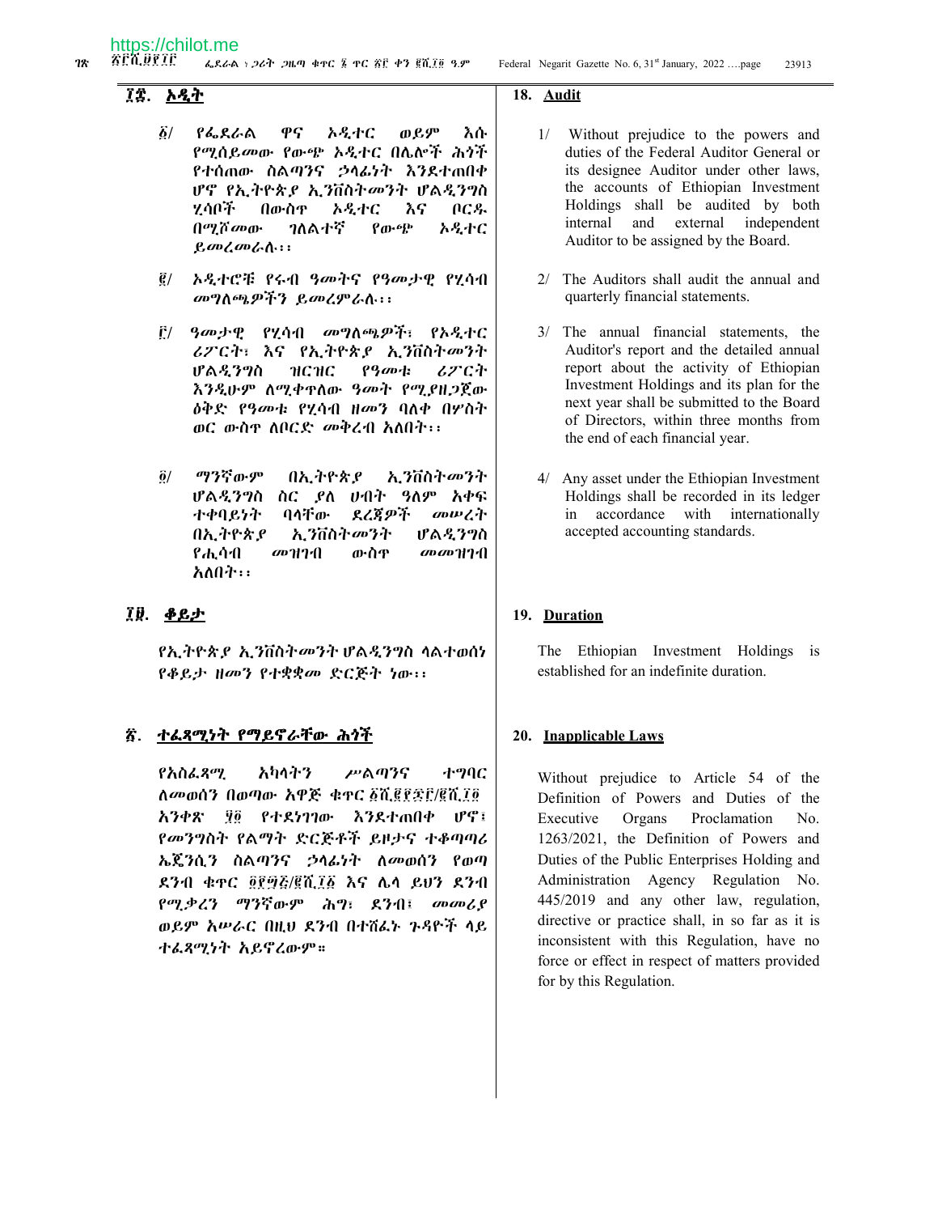## ፲፰. ኦዲት

፩/ የፌደራል ዋና ኦዲተር ወይም እሱ የሚሰይመው የውጭ ኦዲተር በሌሎች ሕጎች የተሰጠው ስልጣንና ኃላፊነት እንደተጠበቀ ሆኖ የኢትዮጵያ ኢንቨስትመንት ሆልዲንግስ ሂሳቦች በውስጥ ኦዲተር እና ቦርዱ በሚሾመው ገለልተኛ የውጭ ኦዲተር ይመረመራሉ፡፡

፪/ ኦዲተሮቹ የሩብ ዓመትና የዓመታዊ የሂሳብ መግለጫዎችን ይመረምራሉ፡፡

፫/ ዓመታዊ የሂሳብ መግለጫዎች፣ የኦዲተር ሪፖርት፣ እና የኢትዮጵያ ኢንቨስትመንት ሆልዲንግስ ዝርዝር የዓመቱ ሪፖርት እንዲሁም ለሚቀጥለው ዓመት የሚያዘጋጀው ዕቅድ የዓመቱ የሂሳብ ዘመን ባለቀ በሦስት ወር ውስጥ ለቦርድ መቅረብ አለበት፡፡

፬/ ማንኛውም በኢትዮጵያ ኢንቨስትመንት ሆልዲንግስ ስር ያለ ሀብት ዓለም አቀፍ ተቀባይነት ባላቸው ደረጃዎች መሠረት በኢትዮጵያ ኢንቨስትመንት ሆልዲንግስ የሒሳብ መዝገብ ውስጥ መመዝገብ አለበት፡፡

## ፲፱. ቆይታ

የኢትዮጵያ ኢንቨስትመንት ሆልዲንግስ ላልተወሰነ የቆይታ ዘመን የተቋቋመ ድርጅት ነው፡፡

## ፳. ተፈጻሚነት የማይኖራቸው ሕጎች

የአስፈጻሚ አካላትን ሥልጣንና ተግባር ለመወሰን በወጣው አዋጅ ቁጥር ፩ሺ፪፻፷፫/፪ሺ፲፬ አንቀጽ ፶፬ የተደነገገው እንደተጠበቀ ሆኖ፣ የመንግስት የልማት ድርጅቶች ይዞታና ተቆጣጣሪ ኤጀንሲን ስልጣንና ኃላፊነት ለመወሰን የወጣ ደንብ ቁጥር ፬፻፵፭/፪ሺ፲፩ እና ሌላ ይህን ደንብ የሚቃረን ማንኛውም ሕግ፣ ደንብ፣ መመሪያ ወይም አሠራር በዚህ ደንብ በተሸፈኑ ጉዳዮች ላይ ተፈጻሚነት አይኖረውም።

## 18. Audit

1/ Without prejudice to the powers and duties of the Federal Auditor General or its designee Auditor under other laws, the accounts of Ethiopian Investment Holdings shall be audited by both internal and external independent Auditor to be assigned by the Board.

2/ The Auditors shall audit the annual and quarterly financial statements.

3/ The annual financial statements, the Auditor's report and the detailed annual report about the activity of Ethiopian Investment Holdings and its plan for the next year shall be submitted to the Board of Directors, within three months from the end of each financial year.

4/ Any asset under the Ethiopian Investment Holdings shall be recorded in its ledger in accordance with internationally accepted accounting standards.

## 19. Duration

The Ethiopian Investment Holdings is established for an indefinite duration.

## 20. Inapplicable Laws

Without prejudice to Article 54 of the Definition of Powers and Duties of the Executive Organs Proclamation No. 1263/2021, the Definition of Powers and Duties of the Public Enterprises Holding and Administration Agency Regulation No. 445/2019 and any other law, regulation, directive or practice shall, in so far as it is inconsistent with this Regulation, have no force or effect in respect of matters provided for by this Regulation.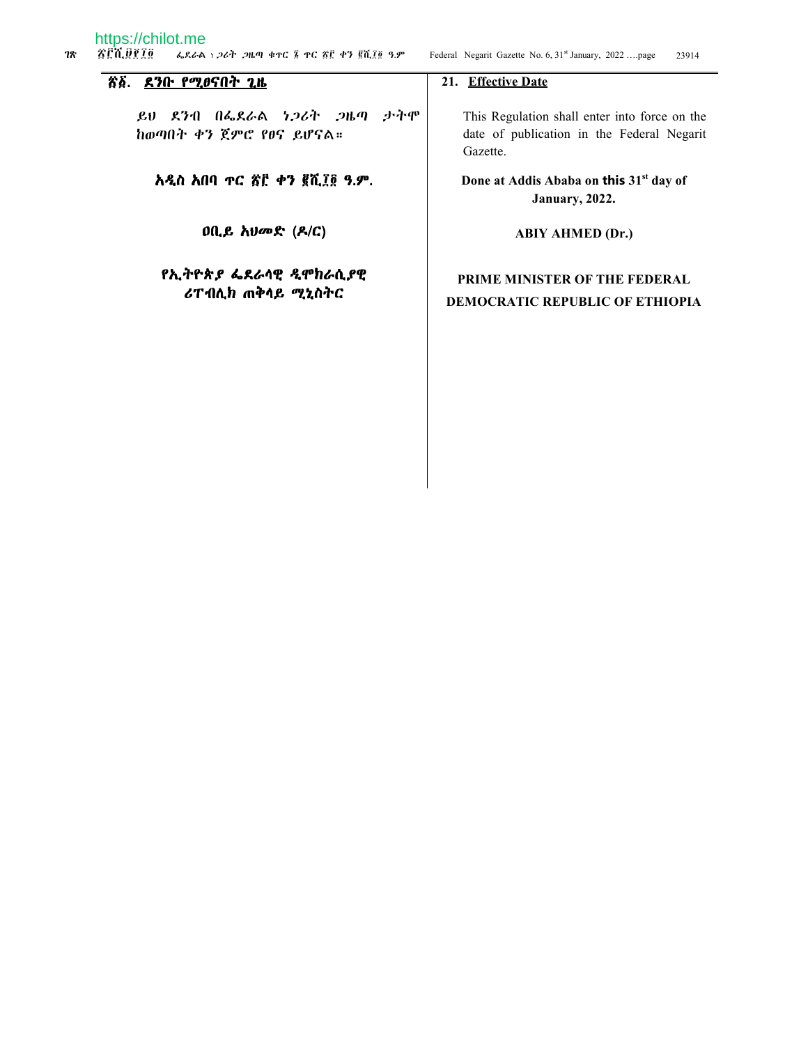## ፳፩. ደንቡ የሚፀናበት ጊዜ

ይህ ደንብ በፌደራል ነጋሪት ጋዜጣ ታትሞ ከወጣበት ቀን ጀምሮ የፀና ይሆናል።

**አዲስ አበባ ጥር ፳፫ ቀን ፪ሺ፲፬ ዓ.ም.**

**ዐቢይ አህመድ (ዶ/ር)**

**የኢትዮጵያ ፌደራላዊ ዲሞክራሲያዊ ሪፐብሊክ ጠቅላይ ሚኒስትር**

## 21. Effective Date

This Regulation shall enter into force on the date of publication in the Federal Negarit Gazette.

**Done at Addis Ababa on this 31st day of January, 2022.**

**ABIY AHMED (Dr.)**

**PRIME MINISTER OF THE FEDERAL DEMOCRATIC REPUBLIC OF ETHIOPIA**